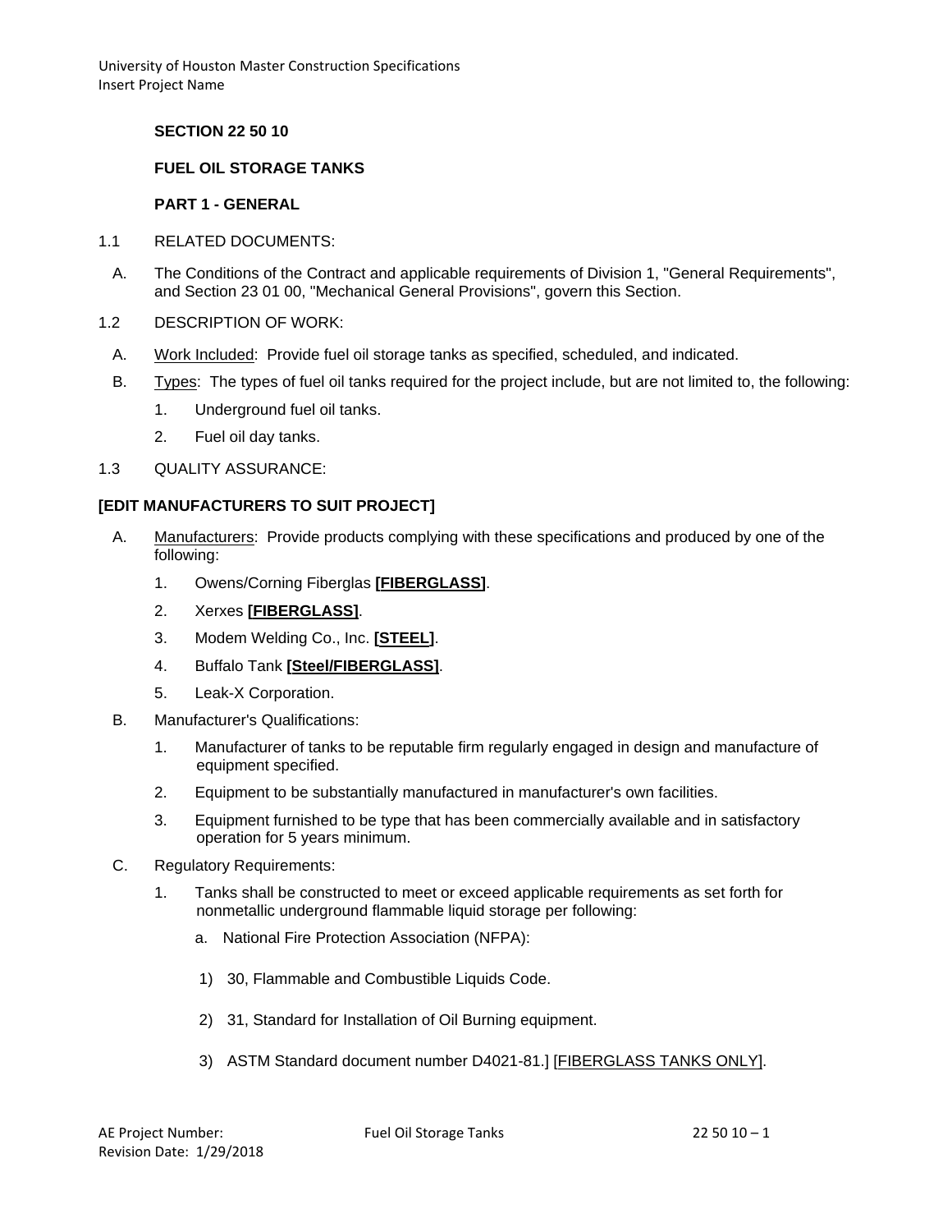# SECTION 22 50 10

# FUEL OIL STORAGE TANKS

## PART 1 - GENERAL

1.1 RELATED DOCUMENTS:

A. The Conditions of the Contract and applicable requirements of Division 1, "General Requirements", and Section 23 01 00, "Mechanical General Provisions", govern this Section.

1.2 DESCRIPTION OF WORK:

A. Work Included: Provide fuel oil storage tanks as specified, scheduled, and indicated.

B. Types: The types of fuel oil tanks required for the project include, but are not limited to, the following:

1. Underground fuel oil tanks.
2. Fuel oil day tanks.

1.3 QUALITY ASSURANCE:

**[EDIT MANUFACTURERS TO SUIT PROJECT]**

A. Manufacturers: Provide products complying with these specifications and produced by one of the following:

1. Owens/Corning Fiberglas **[FIBERGLASS]**.
2. Xerxes **[FIBERGLASS]**.
3. Modem Welding Co., Inc. **[STEEL]**.
4. Buffalo Tank **[Steel/FIBERGLASS]**.
5. Leak-X Corporation.

B. Manufacturer's Qualifications:

1. Manufacturer of tanks to be reputable firm regularly engaged in design and manufacture of equipment specified.
2. Equipment to be substantially manufactured in manufacturer's own facilities.
3. Equipment furnished to be type that has been commercially available and in satisfactory operation for 5 years minimum.

C. Regulatory Requirements:

1. Tanks shall be constructed to meet or exceed applicable requirements as set forth for nonmetallic underground flammable liquid storage per following:

   a. National Fire Protection Association (NFPA):

      1) 30, Flammable and Combustible Liquids Code.

      2) 31, Standard for Installation of Oil Burning equipment.

      3) ASTM Standard document number D4021-81.] [FIBERGLASS TANKS ONLY].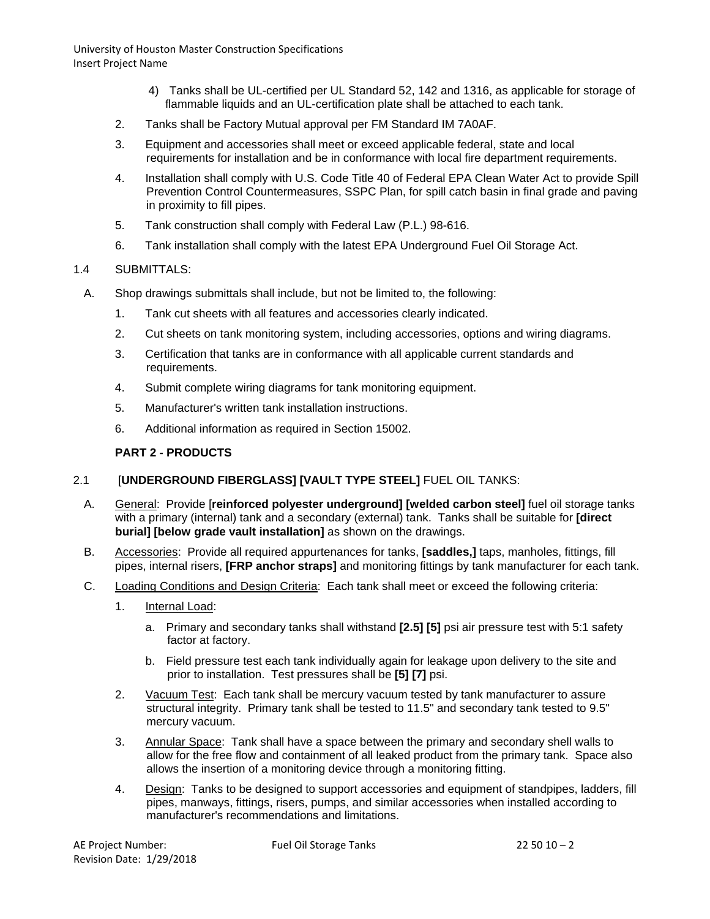4) Tanks shall be UL-certified per UL Standard 52, 142 and 1316, as applicable for storage of flammable liquids and an UL-certification plate shall be attached to each tank.

2. Tanks shall be Factory Mutual approval per FM Standard IM 7A0AF.

3. Equipment and accessories shall meet or exceed applicable federal, state and local requirements for installation and be in conformance with local fire department requirements.

4. Installation shall comply with U.S. Code Title 40 of Federal EPA Clean Water Act to provide Spill Prevention Control Countermeasures, SSPC Plan, for spill catch basin in final grade and paving in proximity to fill pipes.

5. Tank construction shall comply with Federal Law (P.L.) 98-616.

6. Tank installation shall comply with the latest EPA Underground Fuel Oil Storage Act.

1.4 SUBMITTALS:

A. Shop drawings submittals shall include, but not be limited to, the following:

1. Tank cut sheets with all features and accessories clearly indicated.

2. Cut sheets on tank monitoring system, including accessories, options and wiring diagrams.

3. Certification that tanks are in conformance with all applicable current standards and requirements.

4. Submit complete wiring diagrams for tank monitoring equipment.

5. Manufacturer's written tank installation instructions.

6. Additional information as required in Section 15002.

## PART 2 - PRODUCTS

2.1 [**UNDERGROUND FIBERGLASS] [VAULT TYPE STEEL]** FUEL OIL TANKS:

A. General: Provide [**reinforced polyester underground] [welded carbon steel]** fuel oil storage tanks with a primary (internal) tank and a secondary (external) tank. Tanks shall be suitable for **[direct burial] [below grade vault installation]** as shown on the drawings.

B. Accessories: Provide all required appurtenances for tanks, **[saddles,]** taps, manholes, fittings, fill pipes, internal risers, **[FRP anchor straps]** and monitoring fittings by tank manufacturer for each tank.

C. Loading Conditions and Design Criteria: Each tank shall meet or exceed the following criteria:

1. Internal Load:

   a. Primary and secondary tanks shall withstand **[2.5] [5]** psi air pressure test with 5:1 safety factor at factory.

   b. Field pressure test each tank individually again for leakage upon delivery to the site and prior to installation. Test pressures shall be **[5] [7]** psi.

2. Vacuum Test: Each tank shall be mercury vacuum tested by tank manufacturer to assure structural integrity. Primary tank shall be tested to 11.5" and secondary tank tested to 9.5" mercury vacuum.

3. Annular Space: Tank shall have a space between the primary and secondary shell walls to allow for the free flow and containment of all leaked product from the primary tank. Space also allows the insertion of a monitoring device through a monitoring fitting.

4. Design: Tanks to be designed to support accessories and equipment of standpipes, ladders, fill pipes, manways, fittings, risers, pumps, and similar accessories when installed according to manufacturer's recommendations and limitations.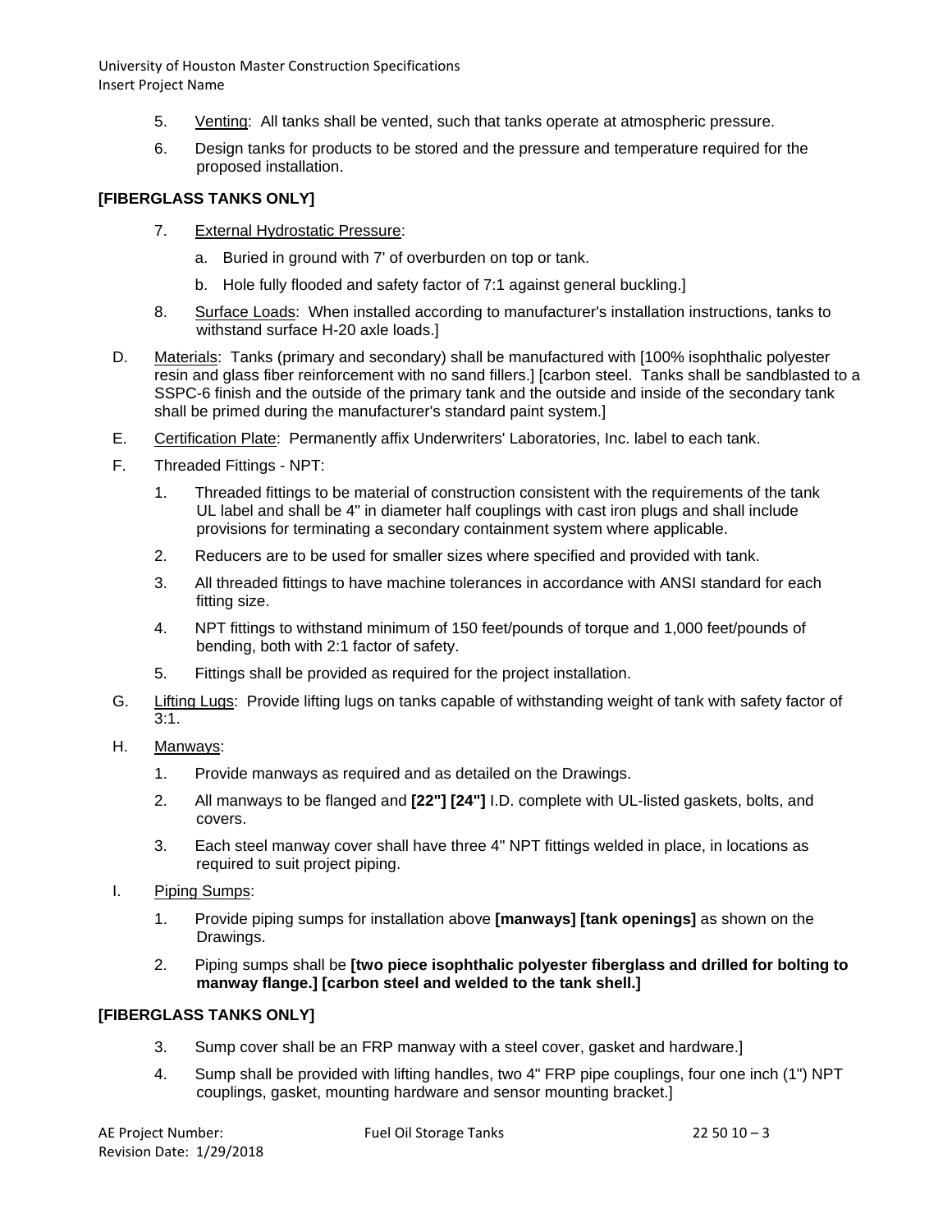5. Venting: All tanks shall be vented, such that tanks operate at atmospheric pressure.

6. Design tanks for products to be stored and the pressure and temperature required for the proposed installation.

**[FIBERGLASS TANKS ONLY]**

7. External Hydrostatic Pressure:

   a. Buried in ground with 7' of overburden on top or tank.

   b. Hole fully flooded and safety factor of 7:1 against general buckling.]

8. Surface Loads: When installed according to manufacturer's installation instructions, tanks to withstand surface H-20 axle loads.]

D. Materials: Tanks (primary and secondary) shall be manufactured with [100% isophthalic polyester resin and glass fiber reinforcement with no sand fillers.] [carbon steel. Tanks shall be sandblasted to a SSPC-6 finish and the outside of the primary tank and the outside and inside of the secondary tank shall be primed during the manufacturer's standard paint system.]

E. Certification Plate: Permanently affix Underwriters' Laboratories, Inc. label to each tank.

F. Threaded Fittings - NPT:

1. Threaded fittings to be material of construction consistent with the requirements of the tank UL label and shall be 4" in diameter half couplings with cast iron plugs and shall include provisions for terminating a secondary containment system where applicable.

2. Reducers are to be used for smaller sizes where specified and provided with tank.

3. All threaded fittings to have machine tolerances in accordance with ANSI standard for each fitting size.

4. NPT fittings to withstand minimum of 150 feet/pounds of torque and 1,000 feet/pounds of bending, both with 2:1 factor of safety.

5. Fittings shall be provided as required for the project installation.

G. Lifting Lugs: Provide lifting lugs on tanks capable of withstanding weight of tank with safety factor of 3:1.

H. Manways:

1. Provide manways as required and as detailed on the Drawings.

2. All manways to be flanged and **[22"] [24"]** I.D. complete with UL-listed gaskets, bolts, and covers.

3. Each steel manway cover shall have three 4" NPT fittings welded in place, in locations as required to suit project piping.

I. Piping Sumps:

1. Provide piping sumps for installation above **[manways] [tank openings]** as shown on the Drawings.

2. Piping sumps shall be **[two piece isophthalic polyester fiberglass and drilled for bolting to manway flange.] [carbon steel and welded to the tank shell.]**

**[FIBERGLASS TANKS ONLY]**

3. Sump cover shall be an FRP manway with a steel cover, gasket and hardware.]

4. Sump shall be provided with lifting handles, two 4" FRP pipe couplings, four one inch (1") NPT couplings, gasket, mounting hardware and sensor mounting bracket.]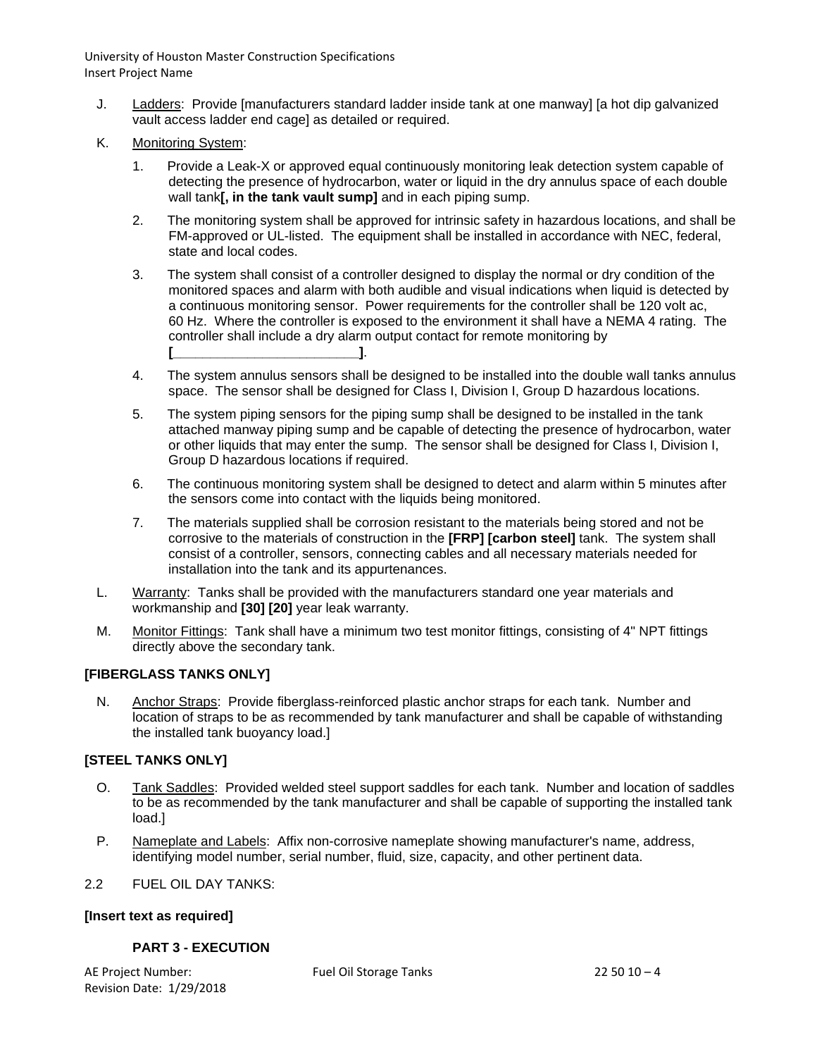J. Ladders: Provide [manufacturers standard ladder inside tank at one manway] [a hot dip galvanized vault access ladder end cage] as detailed or required.

K. Monitoring System:

1. Provide a Leak-X or approved equal continuously monitoring leak detection system capable of detecting the presence of hydrocarbon, water or liquid in the dry annulus space of each double wall tank**[, in the tank vault sump]** and in each piping sump.

2. The monitoring system shall be approved for intrinsic safety in hazardous locations, and shall be FM-approved or UL-listed. The equipment shall be installed in accordance with NEC, federal, state and local codes.

3. The system shall consist of a controller designed to display the normal or dry condition of the monitored spaces and alarm with both audible and visual indications when liquid is detected by a continuous monitoring sensor. Power requirements for the controller shall be 120 volt ac, 60 Hz. Where the controller is exposed to the environment it shall have a NEMA 4 rating. The controller shall include a dry alarm output contact for remote monitoring by **[_______________________]**.

4. The system annulus sensors shall be designed to be installed into the double wall tanks annulus space. The sensor shall be designed for Class I, Division I, Group D hazardous locations.

5. The system piping sensors for the piping sump shall be designed to be installed in the tank attached manway piping sump and be capable of detecting the presence of hydrocarbon, water or other liquids that may enter the sump. The sensor shall be designed for Class I, Division I, Group D hazardous locations if required.

6. The continuous monitoring system shall be designed to detect and alarm within 5 minutes after the sensors come into contact with the liquids being monitored.

7. The materials supplied shall be corrosion resistant to the materials being stored and not be corrosive to the materials of construction in the **[FRP] [carbon steel]** tank. The system shall consist of a controller, sensors, connecting cables and all necessary materials needed for installation into the tank and its appurtenances.

L. Warranty: Tanks shall be provided with the manufacturers standard one year materials and workmanship and **[30] [20]** year leak warranty.

M. Monitor Fittings: Tank shall have a minimum two test monitor fittings, consisting of 4" NPT fittings directly above the secondary tank.

**[FIBERGLASS TANKS ONLY]**

N. Anchor Straps: Provide fiberglass-reinforced plastic anchor straps for each tank. Number and location of straps to be as recommended by tank manufacturer and shall be capable of withstanding the installed tank buoyancy load.]

**[STEEL TANKS ONLY]**

O. Tank Saddles: Provided welded steel support saddles for each tank. Number and location of saddles to be as recommended by the tank manufacturer and shall be capable of supporting the installed tank load.]

P. Nameplate and Labels: Affix non-corrosive nameplate showing manufacturer's name, address, identifying model number, serial number, fluid, size, capacity, and other pertinent data.

2.2 FUEL OIL DAY TANKS:

**[Insert text as required]**

## PART 3 - EXECUTION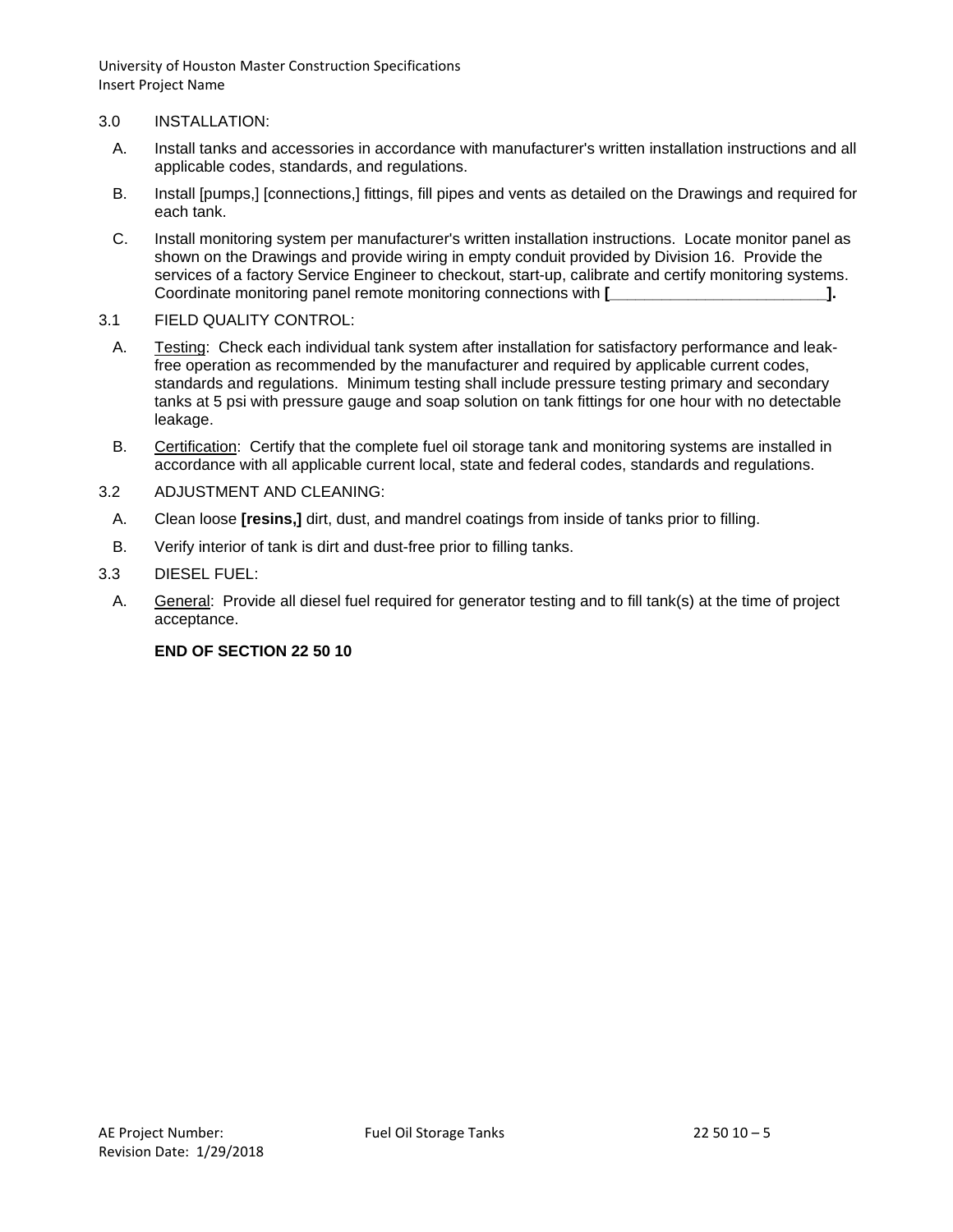3.0 INSTALLATION:

A. Install tanks and accessories in accordance with manufacturer's written installation instructions and all applicable codes, standards, and regulations.

B. Install [pumps,] [connections,] fittings, fill pipes and vents as detailed on the Drawings and required for each tank.

C. Install monitoring system per manufacturer's written installation instructions. Locate monitor panel as shown on the Drawings and provide wiring in empty conduit provided by Division 16. Provide the services of a factory Service Engineer to checkout, start-up, calibrate and certify monitoring systems. Coordinate monitoring panel remote monitoring connections with **[________________________].**

3.1 FIELD QUALITY CONTROL:

A. Testing: Check each individual tank system after installation for satisfactory performance and leak-free operation as recommended by the manufacturer and required by applicable current codes, standards and regulations. Minimum testing shall include pressure testing primary and secondary tanks at 5 psi with pressure gauge and soap solution on tank fittings for one hour with no detectable leakage.

B. Certification: Certify that the complete fuel oil storage tank and monitoring systems are installed in accordance with all applicable current local, state and federal codes, standards and regulations.

3.2 ADJUSTMENT AND CLEANING:

A. Clean loose **[resins,]** dirt, dust, and mandrel coatings from inside of tanks prior to filling.

B. Verify interior of tank is dirt and dust-free prior to filling tanks.

3.3 DIESEL FUEL:

A. General: Provide all diesel fuel required for generator testing and to fill tank(s) at the time of project acceptance.

**END OF SECTION 22 50 10**